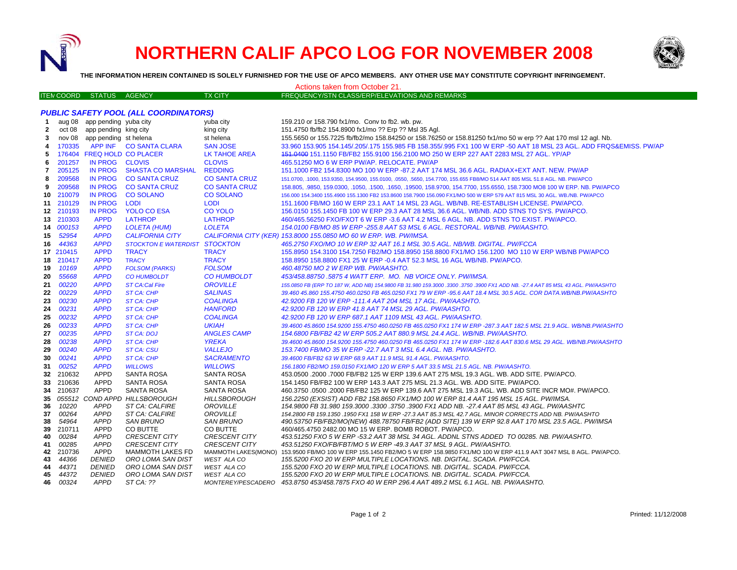# NORTHERN CALIF APCO LOG FOR NOVEMBER 2008

**THE INFORMATION HEREIN CONTAINED IS SOLELY FURNISHED FOR THE USE OF APCO MEMBERS. ANY OTHER USE MAY CONSTITUTE COPYRIGHT INFRINGEMENT.**

Actions taken from October 21.

| ITEM | COORD | STATUS | AGENCY | TX CITY | FREQUENCY/STN CLASS/ERP/ELEVATIONS AND REMARKS |
|---|---|---|---|---|---|
| ***PUBLIC SAFETY POOL (ALL COORDINATORS)*** | | | | | |
| 1 | aug 08 | app pending | yuba city | yuba city | 159.210 or 158.790 fx1/mo. Conv to fb2. wb. pw. |
| 2 | oct 08 | app pending | king city | king city | 151.4750 fb/fb2 154.8900 fx1/mo ?? Erp ?? Msl 35 Agl. |
| 3 | nov 08 | app pending | st helena | st helena | 155.5650 or 155.7225 fb/fb2/mo 158.84250 or 158.76250 or 158.81250 fx1/mo 50 w erp ?? Aat 170 msl 12 agl. Nb. |
| 4 | 170335 | APP INF | CO SANTA CLARA | SAN JOSE | 33.960 153.905 154.145/.205/.175 155.985 FB 158.355/.995 FX1 100 W ERP -50 AAT 18 MSL 23 AGL. ADD FRQS&EMISS. PW/AP |
| 5 | 176404 | FREQ HOLD | CO PLACER | LK TAHOE AREA | ~~151.0400~~ 151.1150 FB/FB2 155.9100 156.2100 MO 250 W ERP 227 AAT 2283 MSL 27 AGL. YP/AP |
| 6 | 201257 | IN PROG | CLOVIS | CLOVIS | 465.51250 MO 6 W ERP PW/AP. RELOCATE. PW/AP |
| 7 | 205125 | IN PROG | SHASTA CO MARSHAL | REDDING | 151.1000 FB2 154.8300 MO 100 W ERP -87.2 AAT 174 MSL 36.6 AGL. RADIAX+EXT ANT. NEW. PW/AP |
| 8 | 209568 | IN PROG | CO SANTA CRUZ | CO SANTA CRUZ | 151.0700, .1000, 153.9350, 154.9500, 155.0100, .0550, .5650, 154.7700, 155.655 FB8/MO 514 AAT 805 MSL 51.8 AGL. NB. PW/APCO |
| 9 | 209568 | IN PROG | CO SANTA CRUZ | CO SANTA CRUZ | 158.805, .9850, 159.0300, .1050, .1500, .1650, .19500, 158.9700, 154.7700, 155.6550, 158.7300 MO8 100 W ERP. NB. PW/APCO |
| 10 | 210079 | IN PROG | CO SOLANO | CO SOLANO | 156.000 154.3400 155.4900 155.1300 FB2 153.8600 158.7900 156.090 FX1/MO 500 W ERP 579 AAT 815 MSL 30 AGL. WB./NB. PW/APCO |
| 11 | 210129 | IN PROG | LODI | LODI | 151.1600 FB/MO 160 W ERP 23.1 AAT 14 MSL 23 AGL. WB/NB. RE-ESTABLISH LICENSE. PW/APCO. |
| 12 | 210193 | IN PROG | YOLO CO ESA | CO YOLO | 156.0150 155.1450 FB 100 W ERP 29.3 AAT 28 MSL 36.6 AGL. WB/NB. ADD STNS TO SYS. PW/APCO. |
| 13 | 210303 | APPD | LATHROP | LATHROP | 460/465.56250 FXO/FXOT 6 W ERP -3.6 AAT 4.2 MSL 6 AGL. NB. ADD STNS TO EXIST. PW/APCO. |
| 14 | *000153* | *APPD* | *LOLETA (HUM)* | *LOLETA* | *154.0100 FB/MO 85 W ERP -255.8 AAT 53 MSL 6 AGL. RESTORAL. WB/NB. PW/AASHTO.* |
| 15 | *52954* | *APPD* | *CALIFORNIA CITY* | *CALIFORNIA CITY (KER)* | *153.8000 155.0850 MO 60 W ERP. WB. PW/IMSA.* |
| 16 | *44363* | *APPD* | *STOCKTON E WATERDIST* | *STOCKTON* | *465.2750 FXO/MO 10 W ERP 32 AAT 16.1 MSL 30.5 AGL. NB/WB. DIGITAL. PW/FCCA* |
| 17 | 210415 | APPD | TRACY | TRACY | 155.8950 154.3100 154.7250 FB2/MO 158.8950 158.8800 FX1/MO 156.1200 MO 110 W ERP WB/NB PW/APCO |
| 18 | 210417 | APPD | TRACY | TRACY | 158.8950 158.8800 FX1 25 W ERP -0.4 AAT 52.3 MSL 16 AGL WB/NB. PW/APCO. |
| 19 | *10169* | *APPD* | *FOLSOM (PARKS)* | *FOLSOM* | *460.48750 MO 2 W ERP WB. PW/AASHTO.* |
| 20 | *55668* | *APPD* | *CO HUMBOLDT* | *CO HUMBOLDT* | *453/458.88750 .5875 4 WATT ERP. MO. NB VOICE ONLY. PW/IMSA.* |
| 21 | *00220* | *APPD* | *ST CA:Cal Fire* | *OROVILLE* | *155.0850 FB (ERP TO 187 W, ADD NB) 154.9800 FB 31.980 159.3000 .3300 .3750 .3900 FX1 ADD NB. -27.4 AAT 85 MSL 43 AGL. PW/AASHTO* |
| 22 | *00229* | *APPD* | *ST CA: CHP* | *SALINAS* | *39.460 45.860 155.4750 460.0250 FB 465.0250 FX1 79 W ERP -95.6 AAT 18.4 MSL 30.5 AGL. COR DATA.WB/NB.PW/AASHTO* |
| 23 | *00230* | *APPD* | *ST CA: CHP* | *COALINGA* | *42.9200 FB 120 W ERP -111.4 AAT 204 MSL 17 AGL. PW/AASHTO.* |
| 24 | *00231* | *APPD* | *ST CA: CHP* | *HANFORD* | *42.9200 FB 120 W ERP 41.8 AAT 74 MSL 29 AGL. PW/AASHTO.* |
| 25 | *00232* | *APPD* | *ST CA: CHP* | *COALINGA* | *42.9200 FB 120 W ERP 687.1 AAT 1109 MSL 43 AGL. PW/AASHTO.* |
| 26 | *00233* | *APPD* | *ST CA: CHP* | *UKIAH* | *39.4600 45.8600 154.9200 155.4750 460.0250 FB 465.0250 FX1 174 W ERP -287.3 AAT 182.5 MSL 21.9 AGL. WB/NB.PW/ASHTO* |
| 27 | *00235* | *APPD* | *ST CA: DOJ* | *ANGLES CAMP* | *154.6800 FB/FB2 42 W ERP 505.2 AAT 880.9 MSL 24.4 AGL. WB/NB. PW/AASHTO.* |
| 28 | *00238* | *APPD* | *ST CA: CHP* | *YREKA* | *39.4600 45.8600 154.9200 155.4750 460.0250 FB 465.0250 FX1 174 W ERP -182.6 AAT 830.6 MSL 29 AGL. WB/NB.PW/AASHTO* |
| 29 | *00240* | *APPD* | *ST CA: CSU* | *VALLEJO* | *153.7400 FB/MO 35 W ERP -22.7 AAT 3 MSL 6.4 AGL. NB. PW/AASHTO.* |
| 30 | *00241* | *APPD* | *ST CA: CHP* | *SACRAMENTO* | *39.4600 FB/FB2 63 W ERP 68.9 AAT 11.9 MSL 91.4 AGL. PW/AASHTO.* |
| 31 | *00252* | *APPD* | *WILLOWS* | *WILLOWS* | *156.1800 FB2/MO 159.0150 FX1/MO 120 W ERP 5 AAT 33.5 MSL 21.5 AGL. NB. PW/AASHTO.* |
| 32 | 210632 | APPD | SANTA ROSA | SANTA ROSA | 453.0500 .2000 .7000 FB/FB2 125 W ERP 139.6 AAT 275 MSL 19.3 AGL. WB. ADD SITE. PW/APCO. |
| 33 | 210636 | APPD | SANTA ROSA | SANTA ROSA | 154.1450 FB/FB2 100 W ERP 143.3 AAT 275 MSL 21.3 AGL. WB. ADD SITE. PW/APCO. |
| 34 | 210637 | APPD | SANTA ROSA | SANTA ROSA | 460.3750 .0500 .2000 FB/FB2 125 W ERP 139.6 AAT 275 MSL 19.3 AGL. WB. ADD SITE INCR MO#. PW/APCO. |
| 35 | *055512* | *COND APPD* | *HILLSBOROUGH* | *HILLSBOROUGH* | *156.2250 (EXSIST) ADD FB2 158.8650 FX1/MO 100 W ERP 81.4 AAT 195 MSL 15 AGL. PW/IMSA.* |
| 36 | *10220* | *APPD* | *ST CA: CALFIRE* | *OROVILLE* | *154.9800 FB 31.980 159.3000 .3300 .3750 .3900 FX1 ADD NB. -27.4 AAT 85 MSL 43 AGL. PW/AASHTC* |
| 37 | *00264* | *APPD* | *ST CA: CALFIRE* | *OROVILLE* | *154.2800 FB 159.1350 .1950 FX1 158 W ERP -27.3 AAT 85.3 MSL 42.7 AGL. MINOR CORRECTS ADD NB. PW/AASHTO* |
| 38 | *54964* | *APPD* | *SAN BRUNO* | *SAN BRUNO* | *490.53750 FB/FB2/MO(NEW) 488.78750 FB/FB2 (ADD SITE) 139 W ERP 92.8 AAT 170 MSL 23.5 AGL. PW/IMSA* |
| 39 | 210711 | APPD | CO BUTTE | CO BUTTE | 460/465.4750 2482.00 MO 15 W ERP. BOMB ROBOT. PW/APCO. |
| 40 | *00284* | *APPD* | *CRESCENT CITY* | *CRESCENT CITY* | *453.51250 FXO 5 W ERP -53.2 AAT 38 MSL 34 AGL. ADDNL STNS ADDED TO 00285. NB. PW/AASHTO.* |
| 41 | *00285* | *APPD* | *CRESCENT CITY* | *CRESCENT CITY* | *453.51250 FXO/FB/FBT/MO 5 W ERP -49.3 AAT 37 MSL 9 AGL. PW/AASHTO.* |
| 42 | 210736 | APPD | MAMMOTH LAKES FD | MAMMOTH LAKES(MONO) | 153.9500 FB/MO 100 W ERP 155.1450 FB2/MO 5 W ERP 158.9850 FX1/MO 100 W ERP 411.9 AAT 3047 MSL 8 AGL. PW/APCO. |
| 43 | *44366* | *DENIED* | *ORO LOMA SAN DIST* | *WEST ALA CO* | *155.5200 FXO 20 W ERP MULTIPLE LOCATIONS. NB. DIGITAL. SCADA. PW/FCCA.* |
| 44 | *44371* | *DENIED* | *ORO LOMA SAN DIST* | *WEST ALA CO* | *155.5200 FXO 20 W ERP MULTIPLE LOCATIONS. NB. DIGITAL. SCADA. PW/FCCA.* |
| 45 | *44372* | *DENIED* | *ORO LOMA SAN DIST* | *WEST ALA CO* | *155.5200 FXO 20 W ERP MULTIPLE LOCATIONS. NB. DIGITAL. SCADA. PW/FCCA.* |
| 46 | *00324* | *APPD* | *ST CA: ??* | *MONTEREY/PESCADERO* | *453.8750 453/458.7875 FXO 40 W ERP 296.4 AAT 489.2 MSL 6.1 AGL. NB. PW/AASHTO.* |

Printed: 11/12/2008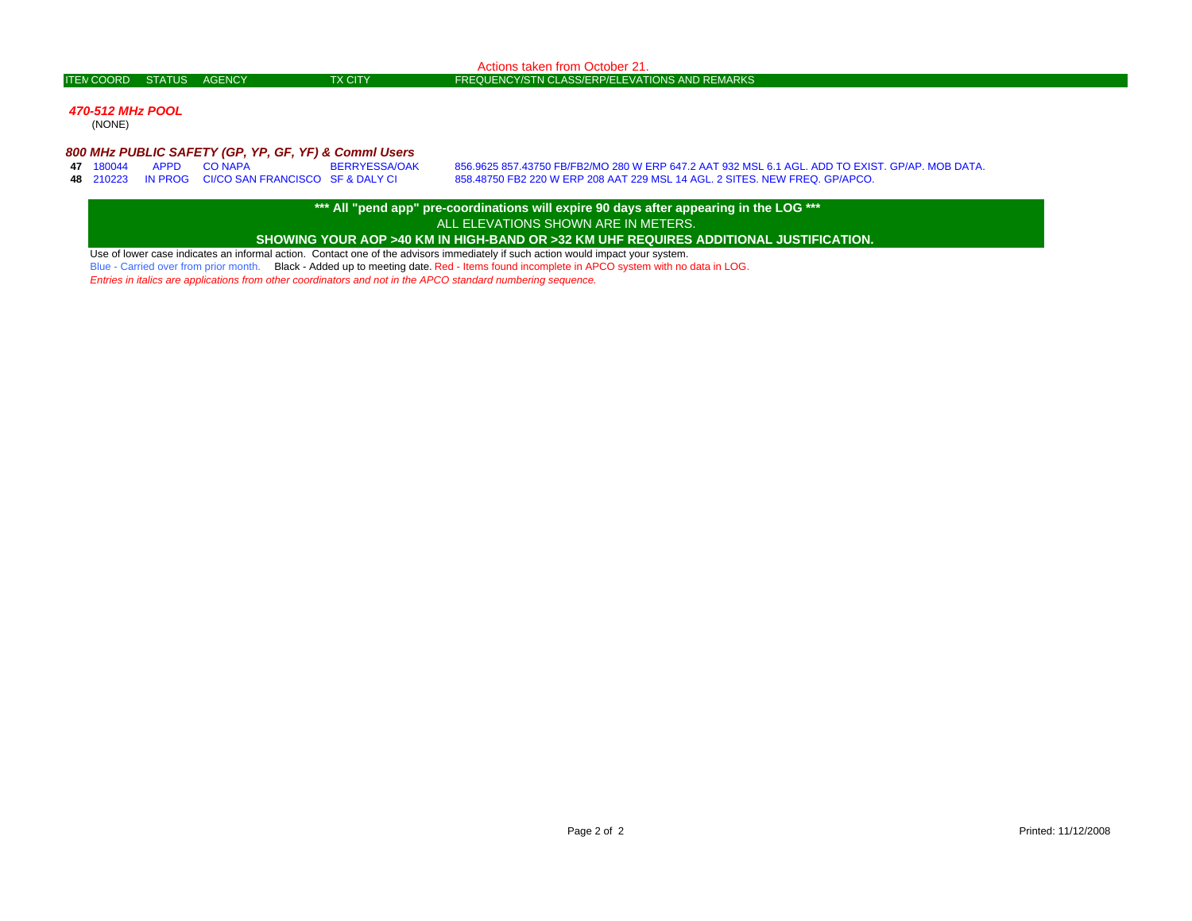Actions taken from October 21.

| ITEM | COORD | STATUS | AGENCY | TX CITY | FREQUENCY/STN CLASS/ERP/ELEVATIONS AND REMARKS |
|---|---|---|---|---|---|

### *470-512 MHz POOL*

(NONE)

### *800 MHz PUBLIC SAFETY (GP, YP, GF, YF) & Comml Users*

| ITEM | COORD | STATUS | AGENCY | TX CITY | FREQUENCY/STN CLASS/ERP/ELEVATIONS AND REMARKS |
|---|---|---|---|---|---|
| **47** | 180044 | APPD | CO NAPA | BERRYESSA/OAK | 856.9625 857.43750 FB/FB2/MO 280 W ERP 647.2 AAT 932 MSL 6.1 AGL. ADD TO EXIST. GP/AP. MOB DATA. |
| **48** | 210223 | IN PROG | CI/CO SAN FRANCISCO | SF & DALY CI | 858.48750 FB2 220 W ERP 208 AAT 229 MSL 14 AGL. 2 SITES. NEW FREQ. GP/APCO. |

**\*\*\* All "pend app" pre-coordinations will expire 90 days after appearing in the LOG \*\*\***

ALL ELEVATIONS SHOWN ARE IN METERS.

**SHOWING YOUR AOP >40 KM IN HIGH-BAND OR >32 KM UHF REQUIRES ADDITIONAL JUSTIFICATION.**

Use of lower case indicates an informal action. Contact one of the advisors immediately if such action would impact your system.

Blue - Carried over from prior month. Black - Added up to meeting date. Red - Items found incomplete in APCO system with no data in LOG.

*Entries in italics are applications from other coordinators and not in the APCO standard numbering sequence.*

Printed: 11/12/2008